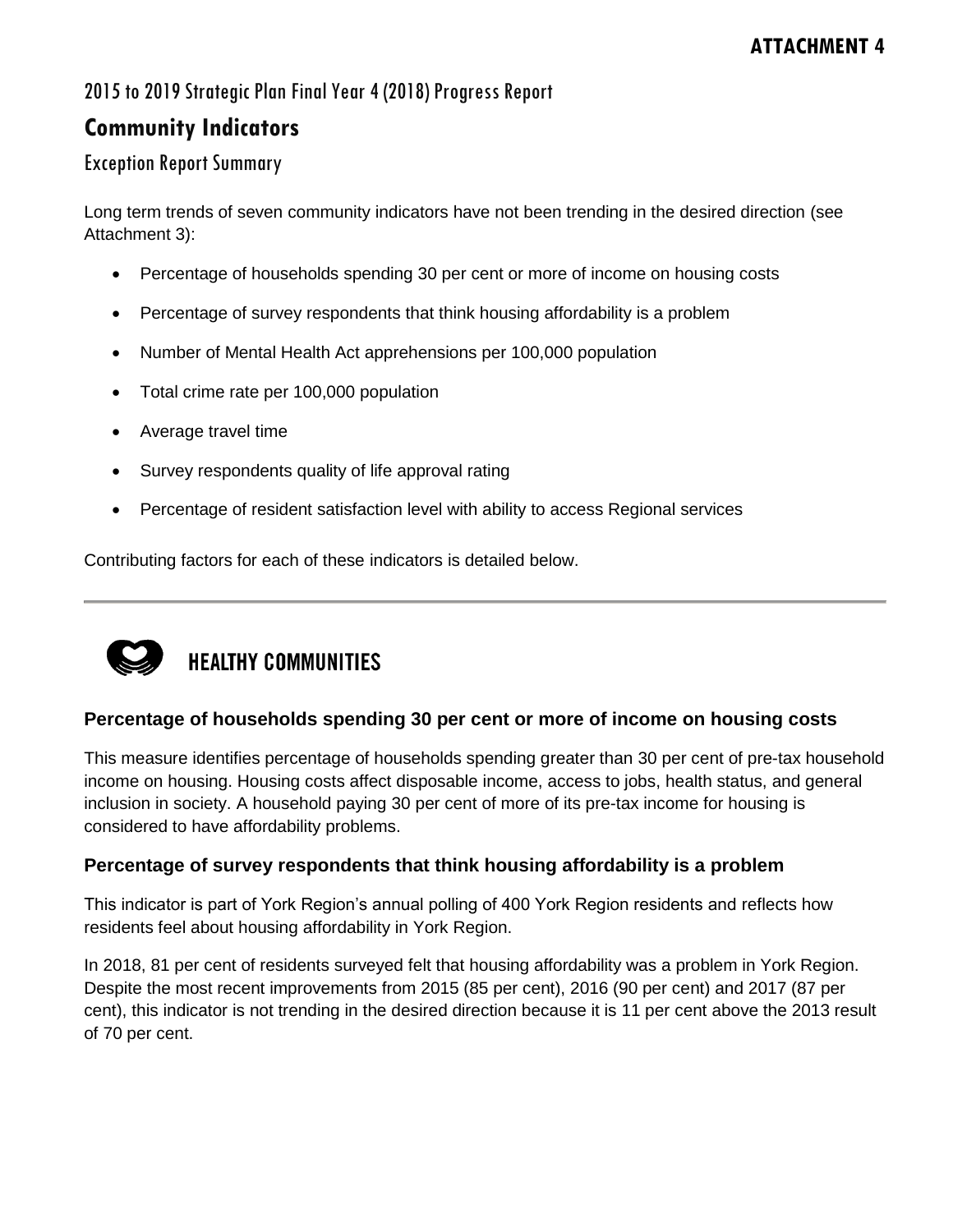**ATTACHMENT 4**

2015 to 2019 Strategic Plan Final Year 4 (2018) Progress Report

# Community Indicators

## Exception Report Summary

Long term trends of seven community indicators have not been trending in the desired direction (see Attachment 3):

- Percentage of households spending 30 per cent or more of income on housing costs
- Percentage of survey respondents that think housing affordability is a problem
- Number of Mental Health Act apprehensions per 100,000 population
- Total crime rate per 100,000 population
- Average travel time
- Survey respondents quality of life approval rating
- Percentage of resident satisfaction level with ability to access Regional services

Contributing factors for each of these indicators is detailed below.

---

## HEALTHY COMMUNITIES

### Percentage of households spending 30 per cent or more of income on housing costs

This measure identifies percentage of households spending greater than 30 per cent of pre-tax household income on housing. Housing costs affect disposable income, access to jobs, health status, and general inclusion in society. A household paying 30 per cent of more of its pre-tax income for housing is considered to have affordability problems.

### Percentage of survey respondents that think housing affordability is a problem

This indicator is part of York Region's annual polling of 400 York Region residents and reflects how residents feel about housing affordability in York Region.

In 2018, 81 per cent of residents surveyed felt that housing affordability was a problem in York Region. Despite the most recent improvements from 2015 (85 per cent), 2016 (90 per cent) and 2017 (87 per cent), this indicator is not trending in the desired direction because it is 11 per cent above the 2013 result of 70 per cent.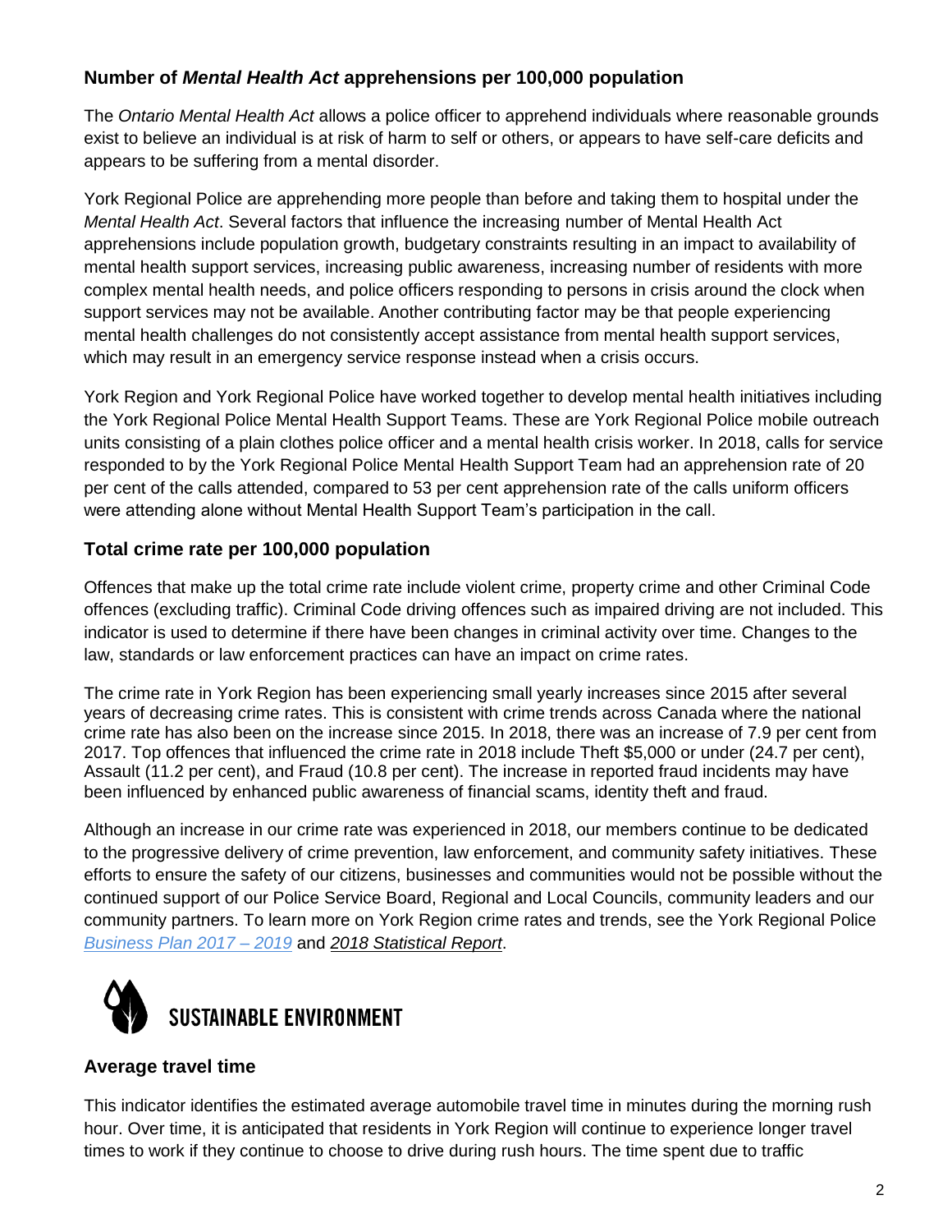### Number of *Mental Health Act* apprehensions per 100,000 population

The *Ontario Mental Health Act* allows a police officer to apprehend individuals where reasonable grounds exist to believe an individual is at risk of harm to self or others, or appears to have self-care deficits and appears to be suffering from a mental disorder.

York Regional Police are apprehending more people than before and taking them to hospital under the *Mental Health Act*. Several factors that influence the increasing number of Mental Health Act apprehensions include population growth, budgetary constraints resulting in an impact to availability of mental health support services, increasing public awareness, increasing number of residents with more complex mental health needs, and police officers responding to persons in crisis around the clock when support services may not be available. Another contributing factor may be that people experiencing mental health challenges do not consistently accept assistance from mental health support services, which may result in an emergency service response instead when a crisis occurs.

York Region and York Regional Police have worked together to develop mental health initiatives including the York Regional Police Mental Health Support Teams. These are York Regional Police mobile outreach units consisting of a plain clothes police officer and a mental health crisis worker. In 2018, calls for service responded to by the York Regional Police Mental Health Support Team had an apprehension rate of 20 per cent of the calls attended, compared to 53 per cent apprehension rate of the calls uniform officers were attending alone without Mental Health Support Team's participation in the call.

### Total crime rate per 100,000 population

Offences that make up the total crime rate include violent crime, property crime and other Criminal Code offences (excluding traffic). Criminal Code driving offences such as impaired driving are not included. This indicator is used to determine if there have been changes in criminal activity over time. Changes to the law, standards or law enforcement practices can have an impact on crime rates.

The crime rate in York Region has been experiencing small yearly increases since 2015 after several years of decreasing crime rates. This is consistent with crime trends across Canada where the national crime rate has also been on the increase since 2015. In 2018, there was an increase of 7.9 per cent from 2017. Top offences that influenced the crime rate in 2018 include Theft $5,000 or under (24.7 per cent), Assault (11.2 per cent), and Fraud (10.8 per cent). The increase in reported fraud incidents may have been influenced by enhanced public awareness of financial scams, identity theft and fraud.

Although an increase in our crime rate was experienced in 2018, our members continue to be dedicated to the progressive delivery of crime prevention, law enforcement, and community safety initiatives. These efforts to ensure the safety of our citizens, businesses and communities would not be possible without the continued support of our Police Service Board, Regional and Local Councils, community leaders and our community partners. To learn more on York Region crime rates and trends, see the York Regional Police *Business Plan 2017 – 2019* and *2018 Statistical Report*.

## SUSTAINABLE ENVIRONMENT

### Average travel time

This indicator identifies the estimated average automobile travel time in minutes during the morning rush hour. Over time, it is anticipated that residents in York Region will continue to experience longer travel times to work if they continue to choose to drive during rush hours. The time spent due to traffic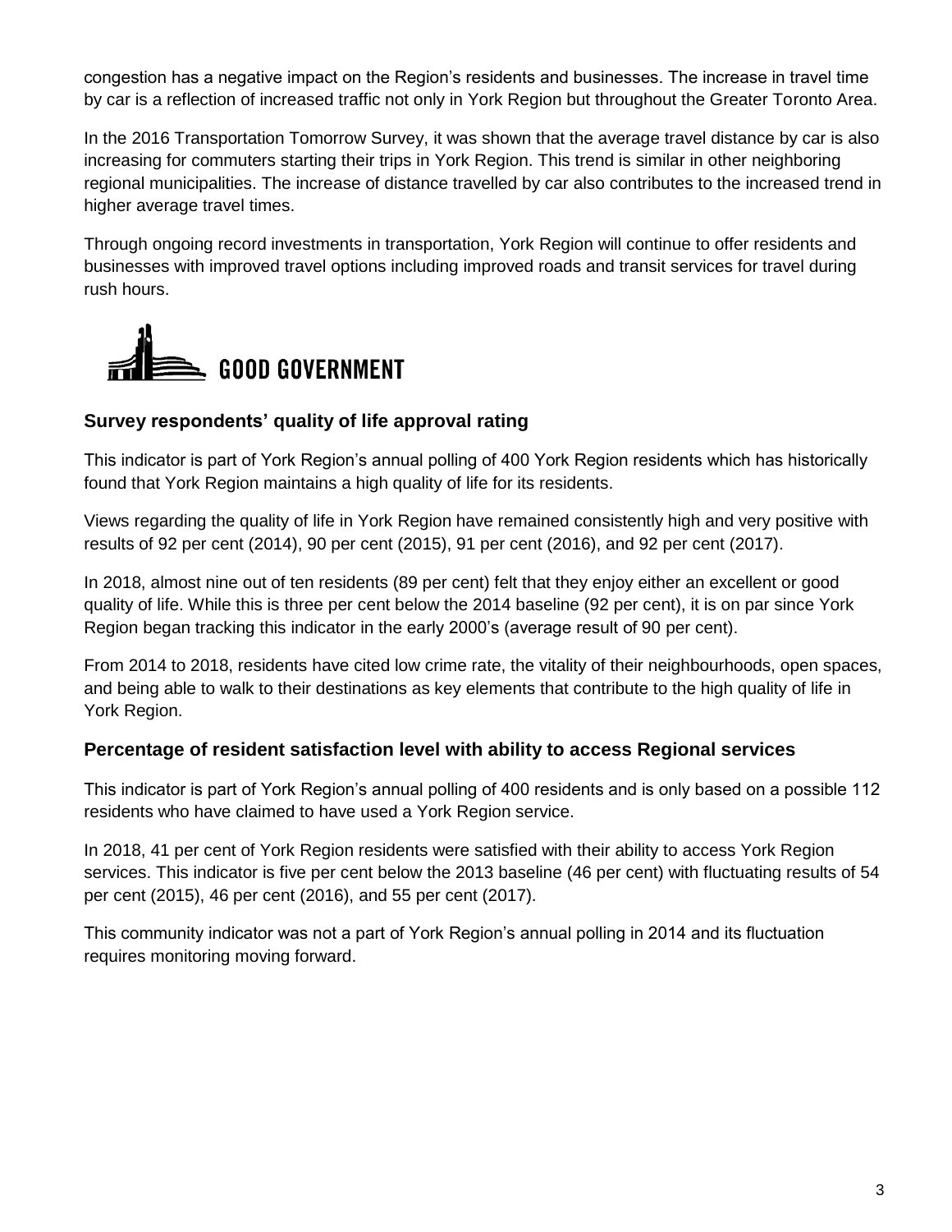congestion has a negative impact on the Region's residents and businesses. The increase in travel time by car is a reflection of increased traffic not only in York Region but throughout the Greater Toronto Area.

In the 2016 Transportation Tomorrow Survey, it was shown that the average travel distance by car is also increasing for commuters starting their trips in York Region. This trend is similar in other neighboring regional municipalities. The increase of distance travelled by car also contributes to the increased trend in higher average travel times.

Through ongoing record investments in transportation, York Region will continue to offer residents and businesses with improved travel options including improved roads and transit services for travel during rush hours.

## GOOD GOVERNMENT

### Survey respondents' quality of life approval rating

This indicator is part of York Region's annual polling of 400 York Region residents which has historically found that York Region maintains a high quality of life for its residents.

Views regarding the quality of life in York Region have remained consistently high and very positive with results of 92 per cent (2014), 90 per cent (2015), 91 per cent (2016), and 92 per cent (2017).

In 2018, almost nine out of ten residents (89 per cent) felt that they enjoy either an excellent or good quality of life. While this is three per cent below the 2014 baseline (92 per cent), it is on par since York Region began tracking this indicator in the early 2000's (average result of 90 per cent).

From 2014 to 2018, residents have cited low crime rate, the vitality of their neighbourhoods, open spaces, and being able to walk to their destinations as key elements that contribute to the high quality of life in York Region.

### Percentage of resident satisfaction level with ability to access Regional services

This indicator is part of York Region's annual polling of 400 residents and is only based on a possible 112 residents who have claimed to have used a York Region service.

In 2018, 41 per cent of York Region residents were satisfied with their ability to access York Region services. This indicator is five per cent below the 2013 baseline (46 per cent) with fluctuating results of 54 per cent (2015), 46 per cent (2016), and 55 per cent (2017).

This community indicator was not a part of York Region's annual polling in 2014 and its fluctuation requires monitoring moving forward.